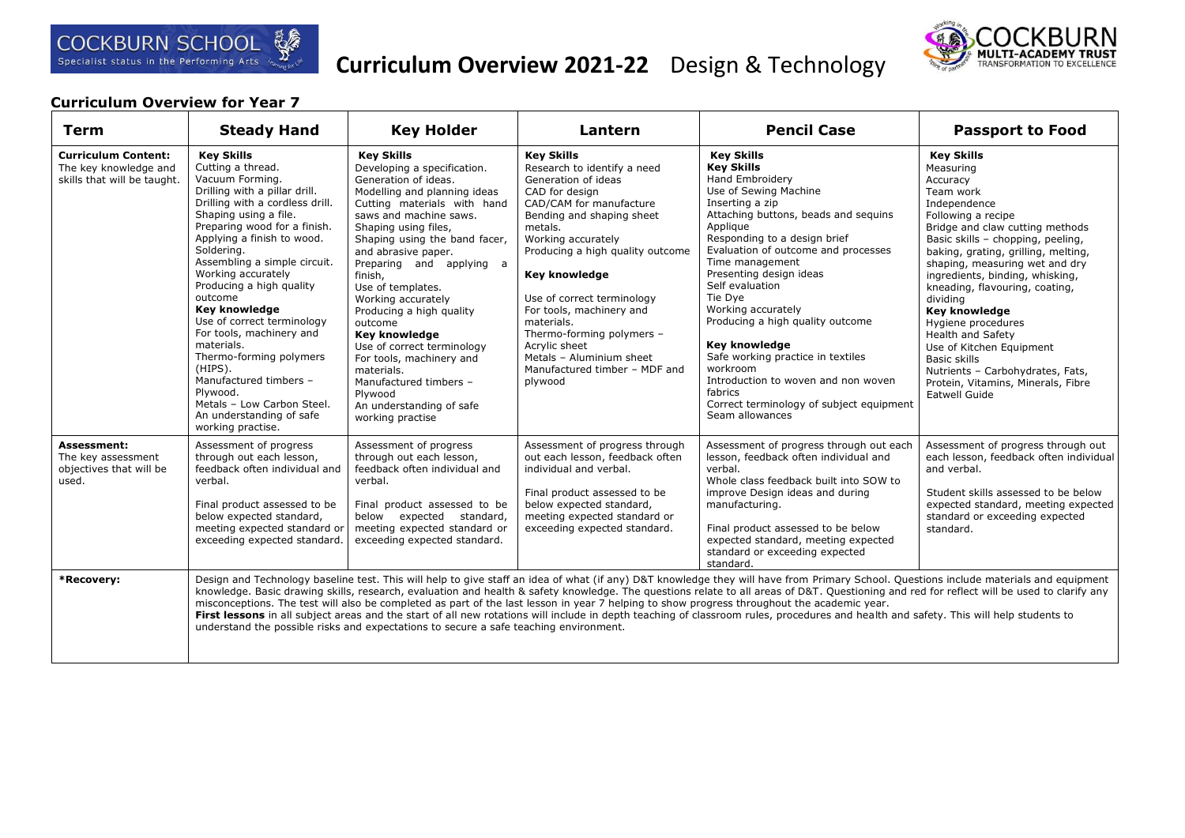# Curriculum Overview 2021-22 Design & Technology

COCKBURN SCHOOL Specialist status in the Performing Arts

COCKBURN MULTI-ACADEMY TRUST TRANSFORMATION TO EXCELLENCE

## Curriculum Overview for Year 7

| Term | Steady Hand | Key Holder | Lantern | Pencil Case | Passport to Food |
|---|---|---|---|---|---|
| **Curriculum Content:** The key knowledge and skills that will be taught. | **Key Skills**<br>Cutting a thread.<br>Vacuum Forming.<br>Drilling with a pillar drill.<br>Drilling with a cordless drill.<br>Shaping using a file.<br>Preparing wood for a finish.<br>Applying a finish to wood.<br>Soldering.<br>Assembling a simple circuit.<br>Working accurately<br>Producing a high quality outcome<br>**Key knowledge**<br>Use of correct terminology For tools, machinery and materials.<br>Thermo-forming polymers (HIPS).<br>Manufactured timbers – Plywood.<br>Metals – Low Carbon Steel.<br>An understanding of safe working practise. | **Key Skills**<br>Developing a specification.<br>Generation of ideas.<br>Modelling and planning ideas<br>Cutting materials with hand saws and machine saws.<br>Shaping using files,<br>Shaping using the band facer, and abrasive paper.<br>Preparing and applying a finish,<br>Use of templates.<br>Working accurately<br>Producing a high quality outcome<br>**Key knowledge**<br>Use of correct terminology For tools, machinery and materials.<br>Manufactured timbers – Plywood<br>An understanding of safe working practise | **Key Skills**<br>Research to identify a need<br>Generation of ideas<br>CAD for design<br>CAD/CAM for manufacture<br>Bending and shaping sheet metals.<br>Working accurately<br>Producing a high quality outcome<br><br>**Key knowledge**<br><br>Use of correct terminology For tools, machinery and materials.<br>Thermo-forming polymers – Acrylic sheet<br>Metals – Aluminium sheet<br>Manufactured timber – MDF and plywood | **Key Skills**<br>**Key Skills**<br>Hand Embroidery<br>Use of Sewing Machine<br>Inserting a zip<br>Attaching buttons, beads and sequins<br>Applique<br>Responding to a design brief<br>Evaluation of outcome and processes<br>Time management<br>Presenting design ideas<br>Self evaluation<br>Tie Dye<br>Working accurately<br>Producing a high quality outcome<br><br>**Key knowledge**<br>Safe working practice in textiles workroom<br>Introduction to woven and non woven fabrics<br>Correct terminology of subject equipment<br>Seam allowances | **Key Skills**<br>Measuring<br>Accuracy<br>Team work<br>Independence<br>Following a recipe<br>Bridge and claw cutting methods<br>Basic skills – chopping, peeling, baking, grating, grilling, melting, shaping, measuring wet and dry ingredients, binding, whisking, kneading, flavouring, coating, dividing<br>**Key knowledge**<br>Hygiene procedures<br>Health and Safety<br>Use of Kitchen Equipment<br>Basic skills<br>Nutrients – Carbohydrates, Fats, Protein, Vitamins, Minerals, Fibre<br>Eatwell Guide |
| **Assessment:** The key assessment objectives that will be used. | Assessment of progress through out each lesson, feedback often individual and verbal.<br><br>Final product assessed to be below expected standard, meeting expected standard or exceeding expected standard. | Assessment of progress through out each lesson, feedback often individual and verbal.<br><br>Final product assessed to be below expected standard, meeting expected standard or exceeding expected standard. | Assessment of progress through out each lesson, feedback often individual and verbal.<br><br>Final product assessed to be below expected standard, meeting expected standard or exceeding expected standard. | Assessment of progress through out each lesson, feedback often individual and verbal.<br>Whole class feedback built into SOW to improve Design ideas and during manufacturing.<br><br>Final product assessed to be below expected standard, meeting expected standard or exceeding expected standard. | Assessment of progress through out each lesson, feedback often individual and verbal.<br><br>Student skills assessed to be below expected standard, meeting expected standard or exceeding expected standard. |
| ***Recovery:** | Design and Technology baseline test. This will help to give staff an idea of what (if any) D&T knowledge they will have from Primary School. Questions include materials and equipment knowledge. Basic drawing skills, research, evaluation and health & safety knowledge. The questions relate to all areas of D&T. Questioning and red for reflect will be used to clarify any misconceptions. The test will also be completed as part of the last lesson in year 7 helping to show progress throughout the academic year.<br>**First lessons** in all subject areas and the start of all new rotations will include in depth teaching of classroom rules, procedures and health and safety. This will help students to understand the possible risks and expectations to secure a safe teaching environment. | | | | |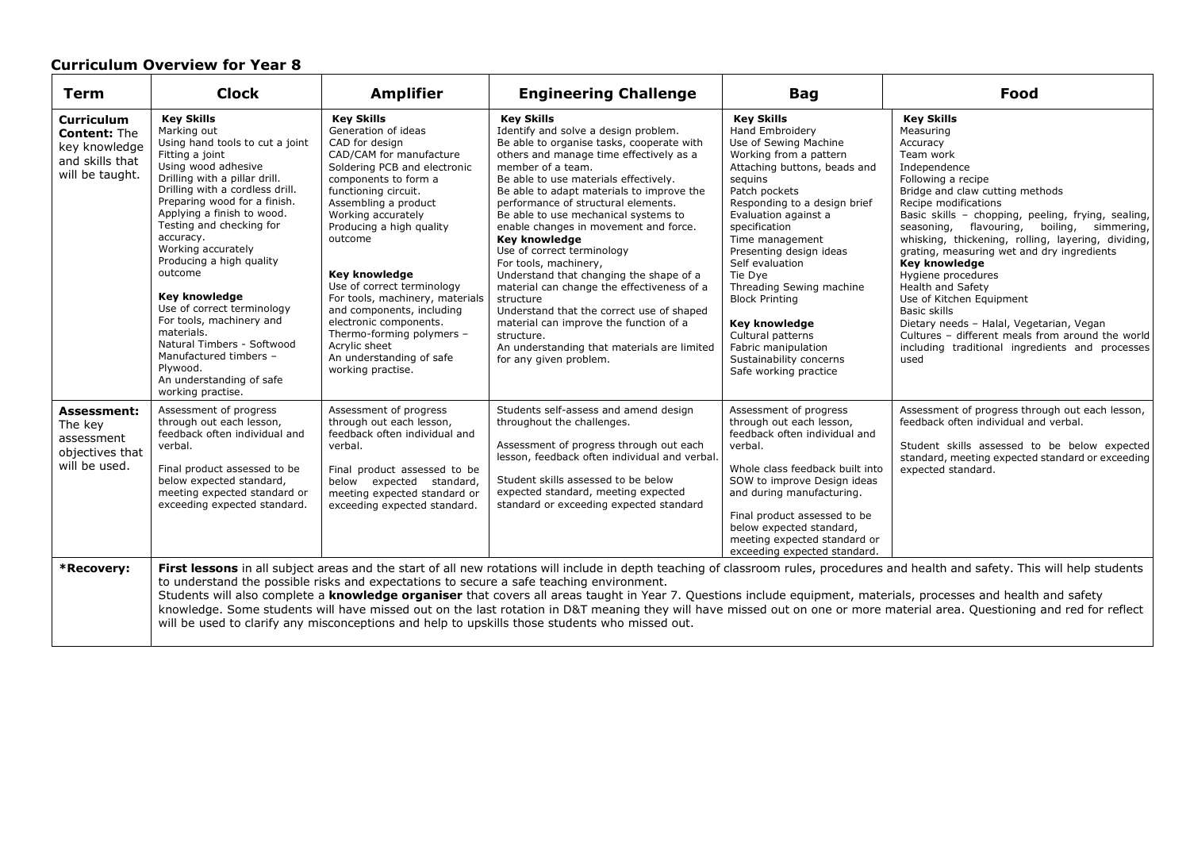# Curriculum Overview for Year 8

| Term | Clock | Amplifier | Engineering Challenge | Bag | Food |
|---|---|---|---|---|---|
| **Curriculum Content:** The key knowledge and skills that will be taught. | **Key Skills**<br>Marking out<br>Using hand tools to cut a joint<br>Fitting a joint<br>Using wood adhesive<br>Drilling with a pillar drill.<br>Drilling with a cordless drill.<br>Preparing wood for a finish.<br>Applying a finish to wood.<br>Testing and checking for accuracy.<br>Working accurately<br>Producing a high quality outcome<br><br>**Key knowledge**<br>Use of correct terminology<br>For tools, machinery and materials.<br>Natural Timbers - Softwood<br>Manufactured timbers – Plywood.<br>An understanding of safe working practise. | **Key Skills**<br>Generation of ideas<br>CAD for design<br>CAD/CAM for manufacture<br>Soldering PCB and electronic components to form a functioning circuit.<br>Assembling a product<br>Working accurately<br>Producing a high quality outcome<br><br>**Key knowledge**<br>Use of correct terminology<br>For tools, machinery, materials and components, including electronic components.<br>Thermo-forming polymers – Acrylic sheet<br>An understanding of safe working practise. | **Key Skills**<br>Identify and solve a design problem.<br>Be able to organise tasks, cooperate with others and manage time effectively as a member of a team.<br>Be able to use materials effectively.<br>Be able to adapt materials to improve the performance of structural elements.<br>Be able to use mechanical systems to enable changes in movement and force.<br>**Key knowledge**<br>Use of correct terminology<br>For tools, machinery,<br>Understand that changing the shape of a material can change the effectiveness of a structure<br>Understand that the correct use of shaped material can improve the function of a structure.<br>An understanding that materials are limited for any given problem. | **Key Skills**<br>Hand Embroidery<br>Use of Sewing Machine<br>Working from a pattern<br>Attaching buttons, beads and sequins<br>Patch pockets<br>Responding to a design brief<br>Evaluation against a specification<br>Time management<br>Presenting design ideas<br>Self evaluation<br>Threading Sewing machine<br>Tie Dye<br>Block Printing<br><br>**Key knowledge**<br>Cultural patterns<br>Fabric manipulation<br>Sustainability concerns<br>Safe working practice | **Key Skills**<br>Measuring<br>Accuracy<br>Team work<br>Independence<br>Following a recipe<br>Bridge and claw cutting methods<br>Recipe modifications<br>Basic skills – chopping, peeling, frying, sealing, seasoning, flavouring, boiling, simmering, whisking, thickening, rolling, layering, dividing, grating, measuring wet and dry ingredients<br>**Key knowledge**<br>Hygiene procedures<br>Health and Safety<br>Use of Kitchen Equipment<br>Basic skills<br>Dietary needs – Halal, Vegetarian, Vegan<br>Cultures – different meals from around the world including traditional ingredients and processes used |
| **Assessment:** The key assessment objectives that will be used. | Assessment of progress through out each lesson, feedback often individual and verbal.<br><br>Final product assessed to be below expected standard, meeting expected standard or exceeding expected standard. | Assessment of progress through out each lesson, feedback often individual and verbal.<br><br>Final product assessed to be below expected standard, meeting expected standard or exceeding expected standard. | Students self-assess and amend design throughout the challenges.<br><br>Assessment of progress through out each lesson, feedback often individual and verbal.<br><br>Student skills assessed to be below expected standard, meeting expected standard or exceeding expected standard | Assessment of progress through out each lesson, feedback often individual and verbal.<br><br>Whole class feedback built into SOW to improve Design ideas and during manufacturing.<br><br>Final product assessed to be below expected standard, meeting expected standard or exceeding expected standard. | Assessment of progress through out each lesson, feedback often individual and verbal.<br><br>Student skills assessed to be below expected standard, meeting expected standard or exceeding expected standard. |
| ***Recovery:** | **First lessons** in all subject areas and the start of all new rotations will include in depth teaching of classroom rules, procedures and health and safety. This will help students to understand the possible risks and expectations to secure a safe teaching environment.<br>Students will also complete a **knowledge organiser** that covers all areas taught in Year 7. Questions include equipment, materials, processes and health and safety knowledge. Some students will have missed out on the last rotation in D&T meaning they will have missed out on one or more material area. Questioning and red for reflect will be used to clarify any misconceptions and help to upskills those students who missed out. | | | | |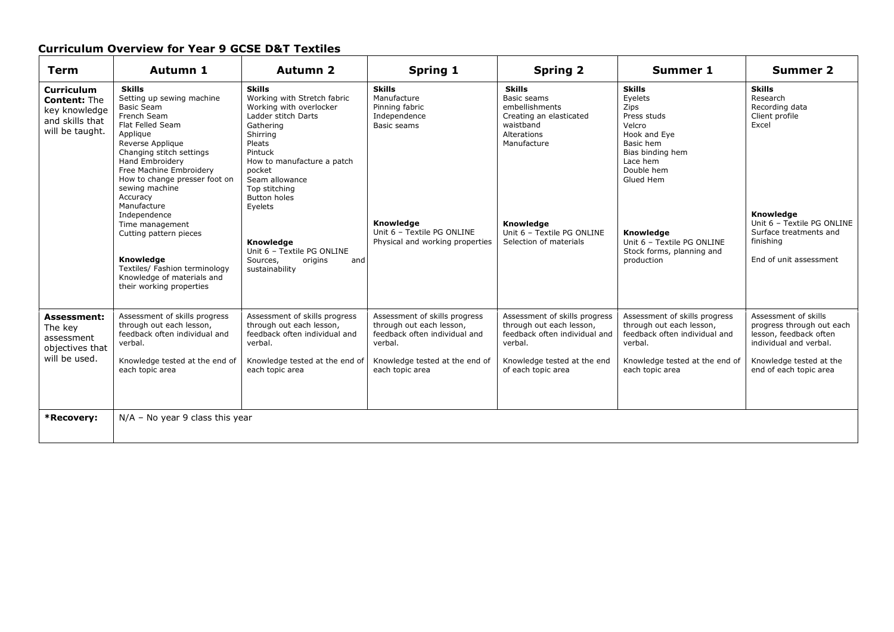## Curriculum Overview for Year 9 GCSE D&T Textiles

| Term | Autumn 1 | Autumn 2 | Spring 1 | Spring 2 | Summer 1 | Summer 2 |
|---|---|---|---|---|---|---|
| **Curriculum Content:** The key knowledge and skills that will be taught. | **Skills**<br>Setting up sewing machine<br>Basic Seam<br>French Seam<br>Flat Felled Seam<br>Applique<br>Reverse Applique<br>Changing stitch settings<br>Hand Embroidery<br>Free Machine Embroidery<br>How to change presser foot on sewing machine<br>Accuracy<br>Manufacture<br>Independence<br>Time management<br>Cutting pattern pieces<br><br>**Knowledge**<br>Textiles/ Fashion terminology<br>Knowledge of materials and their working properties | **Skills**<br>Working with Stretch fabric<br>Working with overlocker<br>Ladder stitch Darts<br>Gathering<br>Shirring<br>Pleats<br>Pintuck<br>How to manufacture a patch pocket<br>Seam allowance<br>Top stitching<br>Button holes<br>Eyelets<br><br>**Knowledge**<br>Unit 6 – Textile PG ONLINE<br>Sources, origins and sustainability | **Skills**<br>Manufacture<br>Pinning fabric<br>Independence<br>Basic seams<br><br>**Knowledge**<br>Unit 6 – Textile PG ONLINE<br>Physical and working properties | **Skills**<br>Basic seams<br>embellishments<br>Creating an elasticated waistband<br>Alterations<br>Manufacture<br><br>**Knowledge**<br>Unit 6 – Textile PG ONLINE<br>Selection of materials | **Skills**<br>Eyelets<br>Zips<br>Press studs<br>Velcro<br>Hook and Eye<br>Basic hem<br>Bias binding hem<br>Lace hem<br>Double hem<br>Glued Hem<br><br>**Knowledge**<br>Unit 6 – Textile PG ONLINE<br>Stock forms, planning and production | **Skills**<br>Research<br>Recording data<br>Client profile<br>Excel<br><br>**Knowledge**<br>Unit 6 – Textile PG ONLINE<br>Surface treatments and finishing<br><br>End of unit assessment |
| **Assessment:** The key assessment objectives that will be used. | Assessment of skills progress through out each lesson, feedback often individual and verbal.<br><br>Knowledge tested at the end of each topic area | Assessment of skills progress through out each lesson, feedback often individual and verbal.<br><br>Knowledge tested at the end of each topic area | Assessment of skills progress through out each lesson, feedback often individual and verbal.<br><br>Knowledge tested at the end of each topic area | Assessment of skills progress through out each lesson, feedback often individual and verbal.<br><br>Knowledge tested at the end of each topic area | Assessment of skills progress through out each lesson, feedback often individual and verbal.<br><br>Knowledge tested at the end of each topic area | Assessment of skills progress through out each lesson, feedback often individual and verbal.<br><br>Knowledge tested at the end of each topic area |
| ***Recovery:** | N/A – No year 9 class this year | | | | | |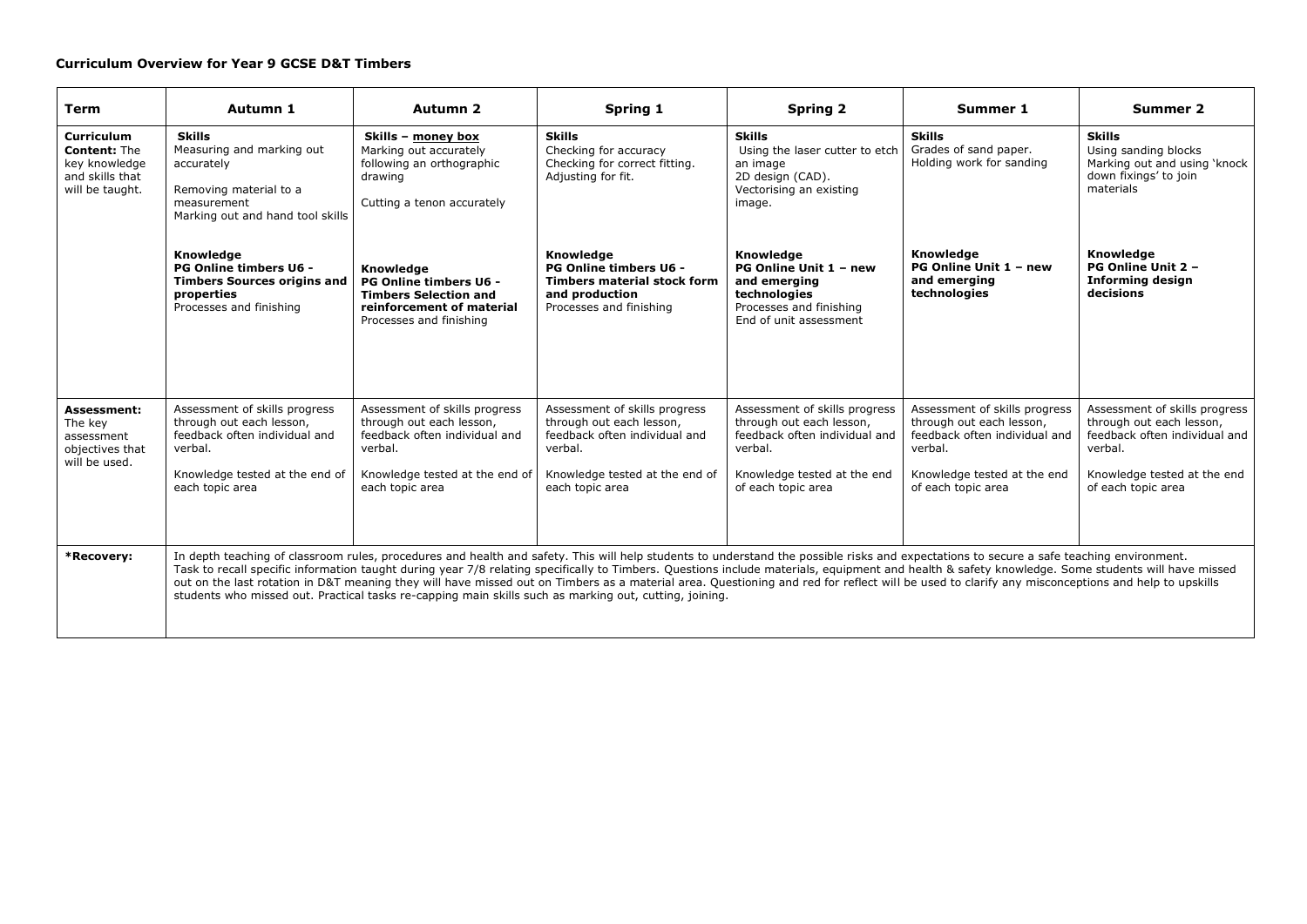**Curriculum Overview for Year 9 GCSE D&T Timbers**

| Term | Autumn 1 | Autumn 2 | Spring 1 | Spring 2 | Summer 1 | Summer 2 |
|---|---|---|---|---|---|---|
| **Curriculum Content:** The key knowledge and skills that will be taught. | **Skills**<br>Measuring and marking out accurately<br><br>Removing material to a measurement<br>Marking out and hand tool skills<br><br>**Knowledge**<br>**PG Online timbers U6 - Timbers Sources origins and properties**<br>Processes and finishing | **Skills – money box**<br>Marking out accurately following an orthographic drawing<br><br>Cutting a tenon accurately<br><br>**Knowledge**<br>**PG Online timbers U6 - Timbers Selection and reinforcement of material**<br>Processes and finishing | **Skills**<br>Checking for accuracy<br>Checking for correct fitting.<br>Adjusting for fit.<br><br>**Knowledge**<br>**PG Online timbers U6 - Timbers material stock form and production**<br>Processes and finishing | **Skills**<br>Using the laser cutter to etch an image<br>2D design (CAD).<br>Vectorising an existing image.<br><br>**Knowledge**<br>**PG Online Unit 1 – new and emerging technologies**<br>Processes and finishing<br>End of unit assessment | **Skills**<br>Grades of sand paper.<br>Holding work for sanding<br><br>**Knowledge**<br>**PG Online Unit 1 – new and emerging technologies** | **Skills**<br>Using sanding blocks<br>Marking out and using 'knock down fixings' to join materials<br><br>**Knowledge**<br>**PG Online Unit 2 – Informing design decisions** |
| **Assessment:** The key assessment objectives that will be used. | Assessment of skills progress through out each lesson, feedback often individual and verbal.<br><br>Knowledge tested at the end of each topic area | Assessment of skills progress through out each lesson, feedback often individual and verbal.<br><br>Knowledge tested at the end of each topic area | Assessment of skills progress through out each lesson, feedback often individual and verbal.<br><br>Knowledge tested at the end of each topic area | Assessment of skills progress through out each lesson, feedback often individual and verbal.<br><br>Knowledge tested at the end of each topic area | Assessment of skills progress through out each lesson, feedback often individual and verbal.<br><br>Knowledge tested at the end of each topic area | Assessment of skills progress through out each lesson, feedback often individual and verbal.<br><br>Knowledge tested at the end of each topic area |
| ***Recovery:** | In depth teaching of classroom rules, procedures and health and safety. This will help students to understand the possible risks and expectations to secure a safe teaching environment.<br>Task to recall specific information taught during year 7/8 relating specifically to Timbers. Questions include materials, equipment and health & safety knowledge. Some students will have missed out on the last rotation in D&T meaning they will have missed out on Timbers as a material area. Questioning and red for reflect will be used to clarify any misconceptions and help to upskills students who missed out. Practical tasks re-capping main skills such as marking out, cutting, joining. | | | | | |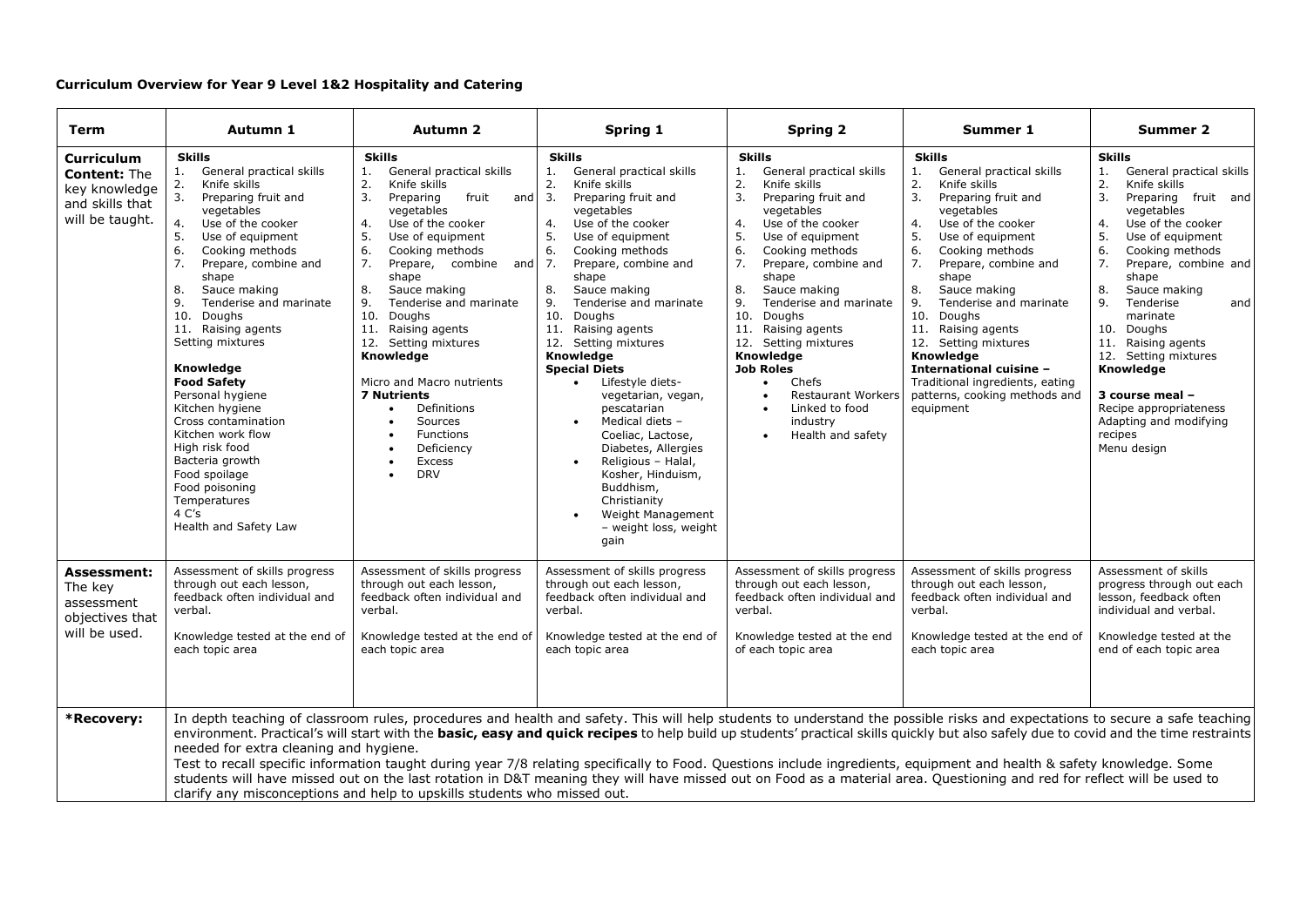**Curriculum Overview for Year 9 Level 1&2 Hospitality and Catering**

| Term | Autumn 1 | Autumn 2 | Spring 1 | Spring 2 | Summer 1 | Summer 2 |
|---|---|---|---|---|---|---|
| **Curriculum Content:** The key knowledge and skills that will be taught. | **Skills**<br>1. General practical skills<br>2. Knife skills<br>3. Preparing fruit and vegetables<br>4. Use of the cooker<br>5. Use of equipment<br>6. Cooking methods<br>7. Prepare, combine and shape<br>8. Sauce making<br>9. Tenderise and marinate<br>10. Doughs<br>11. Raising agents<br>Setting mixtures<br><br>**Knowledge**<br>**Food Safety**<br>Personal hygiene<br>Kitchen hygiene<br>Cross contamination<br>Kitchen work flow<br>High risk food<br>Bacteria growth<br>Food spoilage<br>Food poisoning<br>Temperatures<br>4 C's<br>Health and Safety Law | **Skills**<br>1. General practical skills<br>2. Knife skills<br>3. Preparing fruit and vegetables<br>4. Use of the cooker<br>5. Use of equipment<br>6. Cooking methods<br>7. Prepare, combine and shape<br>8. Sauce making<br>9. Tenderise and marinate<br>10. Doughs<br>11. Raising agents<br>12. Setting mixtures<br>**Knowledge**<br><br>Micro and Macro nutrients<br>**7 Nutrients**<br>• Definitions<br>• Sources<br>• Functions<br>• Deficiency<br>• Excess<br>• DRV | **Skills**<br>1. General practical skills<br>2. Knife skills<br>3. Preparing fruit and vegetables<br>4. Use of the cooker<br>5. Use of equipment<br>6. Cooking methods<br>7. Prepare, combine and shape<br>8. Sauce making<br>9. Tenderise and marinate<br>10. Doughs<br>11. Raising agents<br>12. Setting mixtures<br>**Knowledge**<br>**Special Diets**<br>• Lifestyle diets- vegetarian, vegan, pescatarian<br>• Medical diets – Coeliac, Lactose, Diabetes, Allergies<br>• Religious – Halal, Kosher, Hinduism, Buddhism, Christianity<br>• Weight Management – weight loss, weight gain | **Skills**<br>1. General practical skills<br>2. Knife skills<br>3. Preparing fruit and vegetables<br>4. Use of the cooker<br>5. Use of equipment<br>6. Cooking methods<br>7. Prepare, combine and shape<br>8. Sauce making<br>9. Tenderise and marinate<br>10. Doughs<br>11. Raising agents<br>12. Setting mixtures<br>**Knowledge**<br>**Job Roles**<br>• Chefs<br>• Restaurant Workers<br>• Linked to food industry<br>• Health and safety | **Skills**<br>1. General practical skills<br>2. Knife skills<br>3. Preparing fruit and vegetables<br>4. Use of the cooker<br>5. Use of equipment<br>6. Cooking methods<br>7. Prepare, combine and shape<br>8. Sauce making<br>9. Tenderise and marinate<br>10. Doughs<br>11. Raising agents<br>12. Setting mixtures<br>**Knowledge**<br>**International cuisine –**<br>Traditional ingredients, eating patterns, cooking methods and equipment | **Skills**<br>1. General practical skills<br>2. Knife skills<br>3. Preparing fruit and vegetables<br>4. Use of the cooker<br>5. Use of equipment<br>6. Cooking methods<br>7. Prepare, combine and shape<br>8. Sauce making<br>9. Tenderise and marinate<br>10. Doughs<br>11. Raising agents<br>12. Setting mixtures<br>**Knowledge**<br><br>**3 course meal –**<br>Recipe appropriateness<br>Adapting and modifying recipes<br>Menu design |
| **Assessment:** The key assessment objectives that will be used. | Assessment of skills progress through out each lesson, feedback often individual and verbal.<br><br>Knowledge tested at the end of each topic area | Assessment of skills progress through out each lesson, feedback often individual and verbal.<br><br>Knowledge tested at the end of each topic area | Assessment of skills progress through out each lesson, feedback often individual and verbal.<br><br>Knowledge tested at the end of each topic area | Assessment of skills progress through out each lesson, feedback often individual and verbal.<br><br>Knowledge tested at the end of each topic area | Assessment of skills progress through out each lesson, feedback often individual and verbal.<br><br>Knowledge tested at the end of each topic area | Assessment of skills progress through out each lesson, feedback often individual and verbal.<br><br>Knowledge tested at the end of each topic area |
| ***Recovery:** | In depth teaching of classroom rules, procedures and health and safety. This will help students to understand the possible risks and expectations to secure a safe teaching environment. Practical's will start with the **basic, easy and quick recipes** to help build up students' practical skills quickly but also safely due to covid and the time restraints needed for extra cleaning and hygiene.<br>Test to recall specific information taught during year 7/8 relating specifically to Food. Questions include ingredients, equipment and health & safety knowledge. Some students will have missed out on the last rotation in D&T meaning they will have missed out on Food as a material area. Questioning and red for reflect will be used to clarify any misconceptions and help to upskills students who missed out. | | | | | |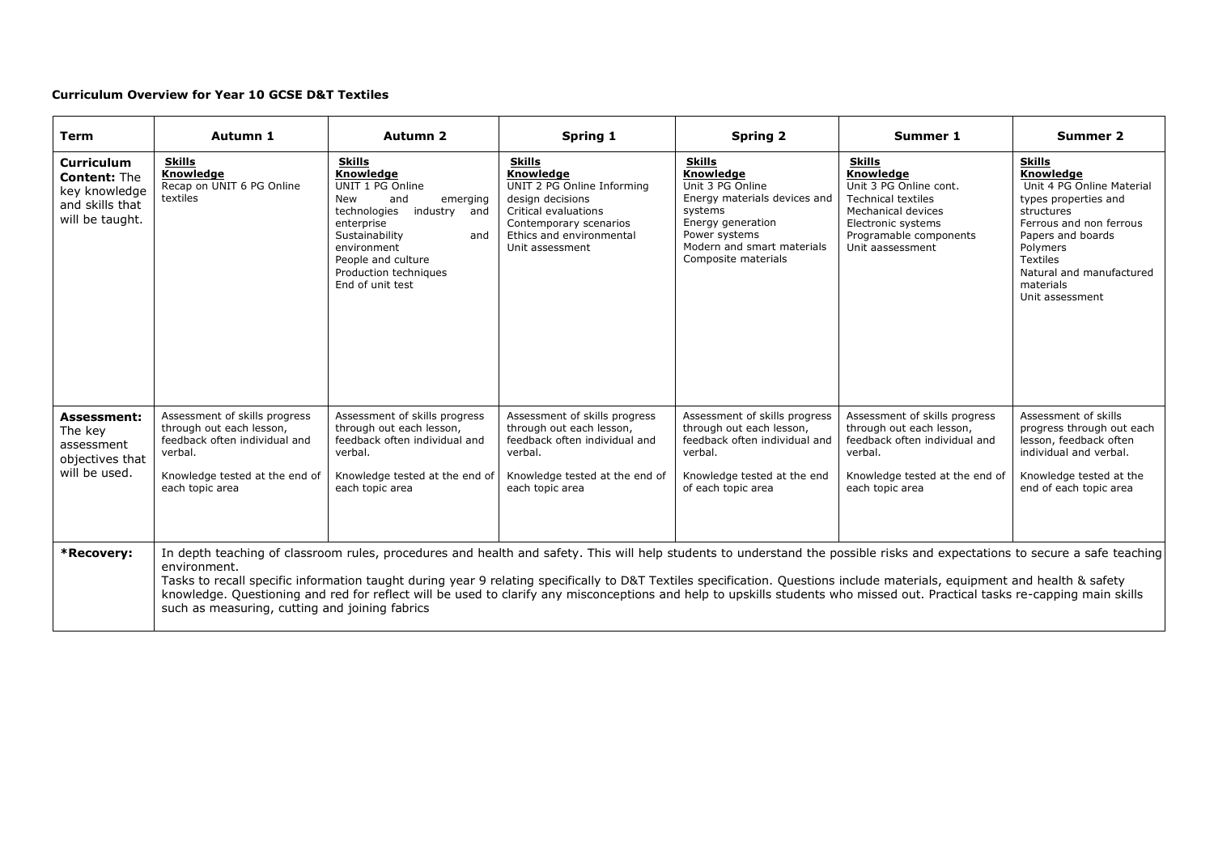**Curriculum Overview for Year 10 GCSE D&T Textiles**

| Term | Autumn 1 | Autumn 2 | Spring 1 | Spring 2 | Summer 1 | Summer 2 |
|---|---|---|---|---|---|---|
| **Curriculum Content:** The key knowledge and skills that will be taught. | **Skills**<br>**Knowledge**<br>Recap on UNIT 6 PG Online textiles | **Skills**<br>**Knowledge**<br>UNIT 1 PG Online<br>New and emerging technologies industry and enterprise<br>Sustainability and environment<br>People and culture<br>Production techniques<br>End of unit test | **Skills**<br>**Knowledge**<br>UNIT 2 PG Online Informing design decisions<br>Critical evaluations<br>Contemporary scenarios<br>Ethics and environmental<br>Unit assessment | **Skills**<br>**Knowledge**<br>Unit 3 PG Online<br>Energy materials devices and systems<br>Energy generation<br>Power systems<br>Modern and smart materials<br>Composite materials | **Skills**<br>**Knowledge**<br>Unit 3 PG Online cont.<br>Technical textiles<br>Mechanical devices<br>Electronic systems<br>Programable components<br>Unit aassessment | **Skills**<br>**Knowledge**<br>Unit 4 PG Online Material types properties and structures<br>Ferrous and non ferrous<br>Papers and boards<br>Polymers<br>Textiles<br>Natural and manufactured materials<br>Unit assessment |
| **Assessment:** The key assessment objectives that will be used. | Assessment of skills progress through out each lesson, feedback often individual and verbal.<br><br>Knowledge tested at the end of each topic area | Assessment of skills progress through out each lesson, feedback often individual and verbal.<br><br>Knowledge tested at the end of each topic area | Assessment of skills progress through out each lesson, feedback often individual and verbal.<br><br>Knowledge tested at the end of each topic area | Assessment of skills progress through out each lesson, feedback often individual and verbal.<br><br>Knowledge tested at the end of each topic area | Assessment of skills progress through out each lesson, feedback often individual and verbal.<br><br>Knowledge tested at the end of each topic area | Assessment of skills progress through out each lesson, feedback often individual and verbal.<br><br>Knowledge tested at the end of each topic area |
| ***Recovery:** | In depth teaching of classroom rules, procedures and health and safety. This will help students to understand the possible risks and expectations to secure a safe teaching environment.<br>Tasks to recall specific information taught during year 9 relating specifically to D&T Textiles specification. Questions include materials, equipment and health & safety knowledge. Questioning and red for reflect will be used to clarify any misconceptions and help to upskills students who missed out. Practical tasks re-capping main skills such as measuring, cutting and joining fabrics | | | | | |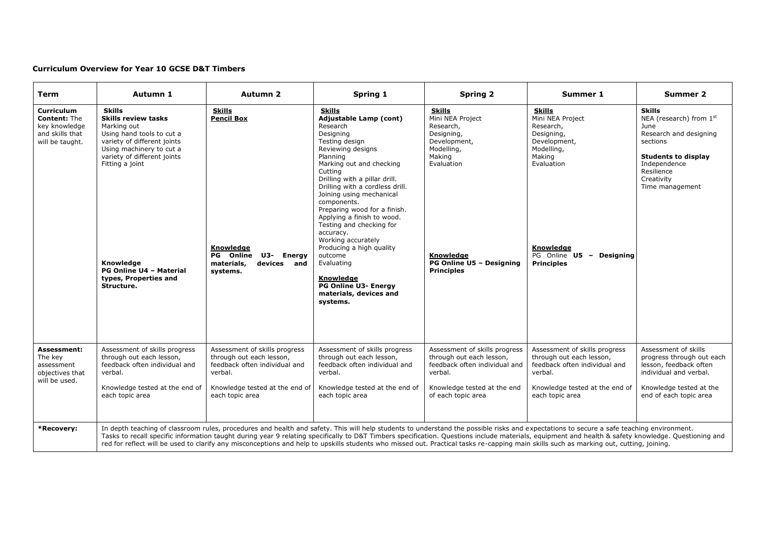**Curriculum Overview for Year 10 GCSE D&T Timbers**

| Term | Autumn 1 | Autumn 2 | Spring 1 | Spring 2 | Summer 1 | Summer 2 |
|---|---|---|---|---|---|---|
| **Curriculum Content:** The key knowledge and skills that will be taught. | **Skills**<br>**Skills review tasks**<br>Marking out<br>Using hand tools to cut a variety of different joints<br>Using machinery to cut a variety of different joints<br>Fitting a joint<br><br>**Knowledge**<br>**PG Online U4 – Material types, Properties and Structure.** | **Skills**<br>**Pencil Box**<br><br>**Knowledge**<br>**PG Online U3- Energy materials, devices and systems.** | **Skills**<br>**Adjustable Lamp (cont)**<br>Research<br>Designing<br>Testing design<br>Reviewing designs<br>Planning<br>Marking out and checking<br>Cutting<br>Drilling with a pillar drill.<br>Drilling with a cordless drill.<br>Joining using mechanical components.<br>Preparing wood for a finish.<br>Applying a finish to wood.<br>Testing and checking for accuracy.<br>Working accurately<br>Producing a high quality outcome<br>Evaluating<br><br>**Knowledge**<br>**PG Online U3- Energy materials, devices and systems.** | **Skills**<br>Mini NEA Project<br>Research,<br>Designing,<br>Development,<br>Modelling,<br>Making<br>Evaluation<br><br>**Knowledge**<br>**PG Online U5 – Designing Principles** | **Skills**<br>Mini NEA Project<br>Research,<br>Designing,<br>Development,<br>Modelling,<br>Making<br>Evaluation<br><br>**Knowledge**<br>PG Online **U5 – Designing Principles** | **Skills**<br>NEA (research) from 1st June<br>Research and designing sections<br><br>**Students to display**<br>Independence<br>Resilience<br>Creativity<br>Time management |
| **Assessment:** The key assessment objectives that will be used. | Assessment of skills progress through out each lesson, feedback often individual and verbal.<br><br>Knowledge tested at the end of each topic area | Assessment of skills progress through out each lesson, feedback often individual and verbal.<br><br>Knowledge tested at the end of each topic area | Assessment of skills progress through out each lesson, feedback often individual and verbal.<br><br>Knowledge tested at the end of each topic area | Assessment of skills progress through out each lesson, feedback often individual and verbal.<br><br>Knowledge tested at the end of each topic area | Assessment of skills progress through out each lesson, feedback often individual and verbal.<br><br>Knowledge tested at the end of each topic area | Assessment of skills progress through out each lesson, feedback often individual and verbal.<br><br>Knowledge tested at the end of each topic area |
| ***Recovery:** | In depth teaching of classroom rules, procedures and health and safety. This will help students to understand the possible risks and expectations to secure a safe teaching environment.<br>Tasks to recall specific information taught during year 9 relating specifically to D&T Timbers specification. Questions include materials, equipment and health & safety knowledge. Questioning and red for reflect will be used to clarify any misconceptions and help to upskills students who missed out. Practical tasks re-capping main skills such as marking out, cutting, joining. | | | | | |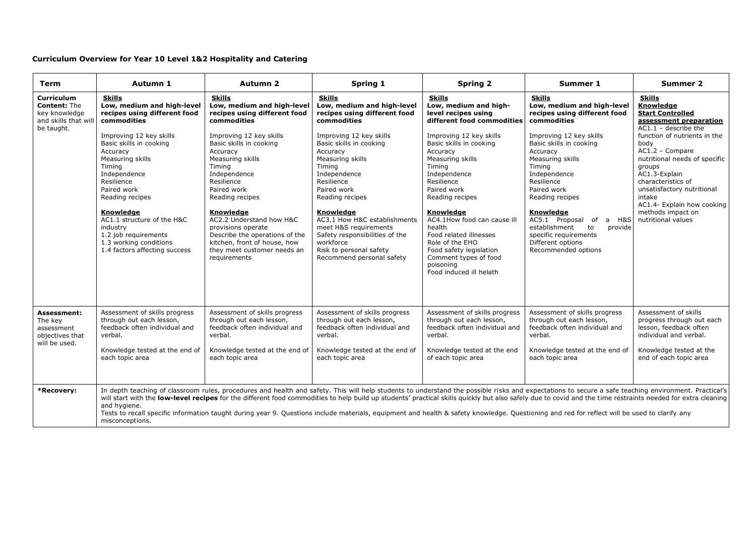### Curriculum Overview for Year 10 Level 1&2 Hospitality and Catering

| Term | Autumn 1 | Autumn 2 | Spring 1 | Spring 2 | Summer 1 | Summer 2 |
|---|---|---|---|---|---|---|
| **Curriculum Content:** The key knowledge and skills that will be taught. | **Skills**<br>**Low, medium and high-level recipes using different food commodities**<br><br>Improving 12 key skills<br>Basic skills in cooking<br>Accuracy<br>Measuring skills<br>Timing<br>Independence<br>Resilience<br>Paired work<br>Reading recipes<br><br>**Knowledge**<br>AC1.1 structure of the H&C industry<br>1.2 job requirements<br>1.3 working conditions<br>1.4 factors affecting success | **Skills**<br>**Low, medium and high-level recipes using different food commodities**<br><br>Improving 12 key skills<br>Basic skills in cooking<br>Accuracy<br>Measuring skills<br>Timing<br>Independence<br>Resilience<br>Paired work<br>Reading recipes<br><br>**Knowledge**<br>AC2.2 Understand how H&C provisions operate<br>Describe the operations of the kitchen, front of house, how they meet customer needs an requirements | **Skills**<br>**Low, medium and high-level recipes using different food commodities**<br><br>Improving 12 key skills<br>Basic skills in cooking<br>Accuracy<br>Measuring skills<br>Timing<br>Independence<br>Resilience<br>Paired work<br>Reading recipes<br><br>**Knowledge**<br>AC3.1 How H&C establishments meet H&S requirements<br>Safety responsibilities of the workforce<br>Risk to personal safety<br>Recommend personal safety | **Skills**<br>**Low, medium and high-level recipes using different food commodities**<br><br>Improving 12 key skills<br>Basic skills in cooking<br>Accuracy<br>Measuring skills<br>Timing<br>Independence<br>Resilience<br>Paired work<br>Reading recipes<br><br>**Knowledge**<br>AC4.1How food can cause ill health<br>Food related illnesses<br>Role of the EHO<br>Food safety legislation<br>Comment types of food poisoning<br>Food induced ill helath | **Skills**<br>**Low, medium and high-level recipes using different food commodities**<br><br>Improving 12 key skills<br>Basic skills in cooking<br>Accuracy<br>Measuring skills<br>Timing<br>Independence<br>Resilience<br>Paired work<br>Reading recipes<br><br>**Knowledge**<br>AC5.1 Proposal of a H&S establishment to provide specific requirements<br>Different options<br>Recommended options | **Skills**<br>**Knowledge**<br>**Start Controlled assessment preparation**<br>AC1.1 – describe the function of nutrients in the body<br>AC1.2 – Compare nutritional needs of specific groups<br>AC1.3-Explain characteristics of unsatisfactory nutritional intake<br>AC1.4- Explain how cooking methods impact on nutritional values |
| **Assessment:** The key assessment objectives that will be used. | Assessment of skills progress through out each lesson, feedback often individual and verbal.<br><br>Knowledge tested at the end of each topic area | Assessment of skills progress through out each lesson, feedback often individual and verbal.<br><br>Knowledge tested at the end of each topic area | Assessment of skills progress through out each lesson, feedback often individual and verbal.<br><br>Knowledge tested at the end of each topic area | Assessment of skills progress through out each lesson, feedback often individual and verbal.<br><br>Knowledge tested at the end of each topic area | Assessment of skills progress through out each lesson, feedback often individual and verbal.<br><br>Knowledge tested at the end of each topic area | Assessment of skills progress through out each lesson, feedback often individual and verbal.<br><br>Knowledge tested at the end of each topic area |
| ***Recovery:** | In depth teaching of classroom rules, procedures and health and safety. This will help students to understand the possible risks and expectations to secure a safe teaching environment. Practical's will start with the **low-level recipes** for the different food commodities to help build up students' practical skills quickly but also safely due to covid and the time restraints needed for extra cleaning and hygiene.<br>Tests to recall specific information taught during year 9. Questions include materials, equipment and health & safety knowledge. Questioning and red for reflect will be used to clarify any misconceptions. | | | | | |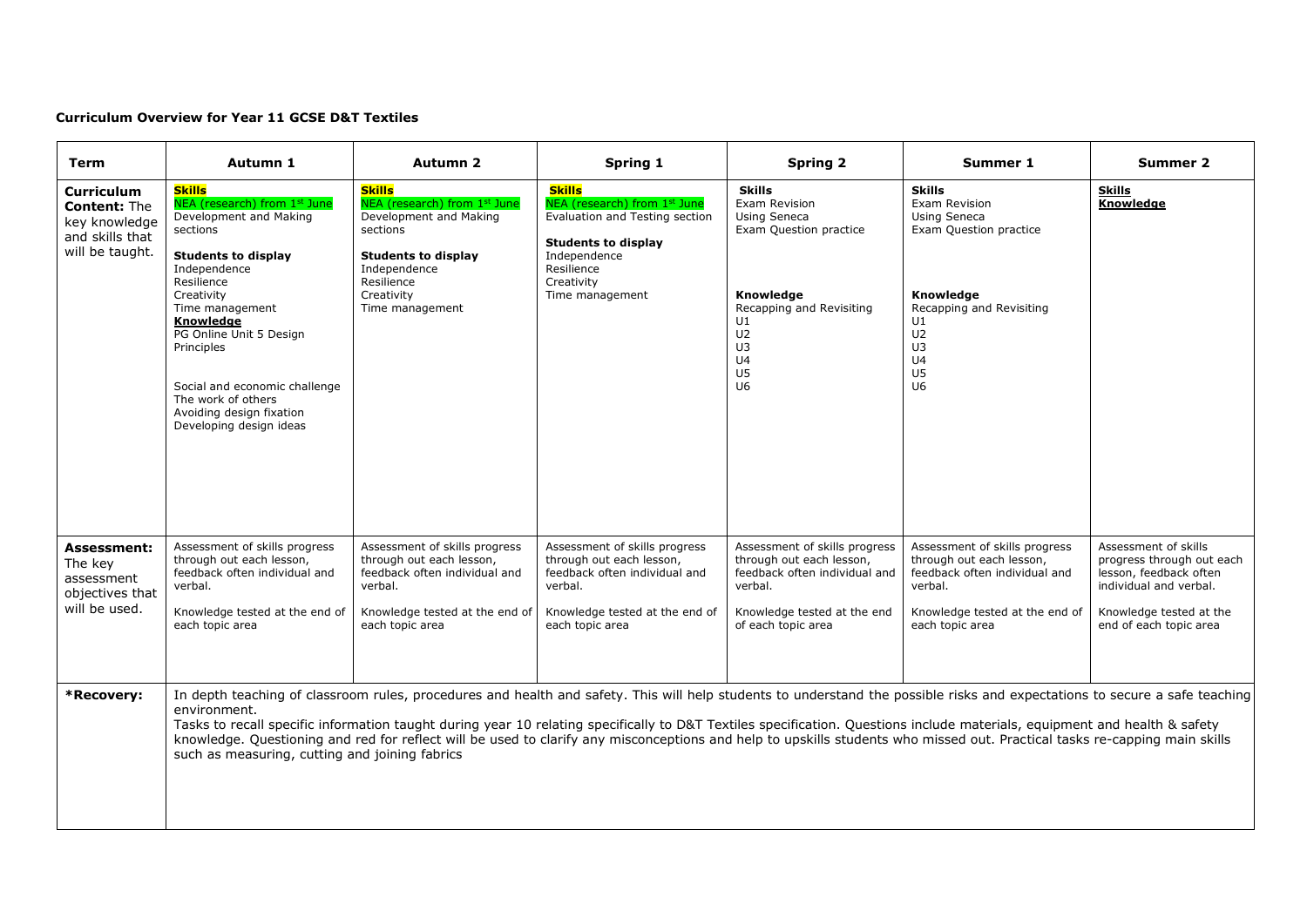**Curriculum Overview for Year 11 GCSE D&T Textiles**

| Term | Autumn 1 | Autumn 2 | Spring 1 | Spring 2 | Summer 1 | Summer 2 |
|---|---|---|---|---|---|---|
| **Curriculum Content:** The key knowledge and skills that will be taught. | **Skills**<br>NEA (research) from 1st June<br>Development and Making sections<br><br>**Students to display**<br>Independence<br>Resilience<br>Creativity<br>Time management<br>**Knowledge**<br>PG Online Unit 5 Design Principles<br><br>Social and economic challenge<br>The work of others<br>Avoiding design fixation<br>Developing design ideas | **Skills**<br>NEA (research) from 1st June<br>Development and Making sections<br><br>**Students to display**<br>Independence<br>Resilience<br>Creativity<br>Time management | **Skills**<br>NEA (research) from 1st June<br>Evaluation and Testing section<br><br>**Students to display**<br>Independence<br>Resilience<br>Creativity<br>Time management | **Skills**<br>Exam Revision<br>Using Seneca<br>Exam Question practice<br><br>**Knowledge**<br>Recapping and Revisiting<br>U1<br>U2<br>U3<br>U4<br>U5<br>U6 | **Skills**<br>Exam Revision<br>Using Seneca<br>Exam Question practice<br><br>**Knowledge**<br>Recapping and Revisiting<br>U1<br>U2<br>U3<br>U4<br>U5<br>U6 | **Skills**<br>**Knowledge** |
| **Assessment:** The key assessment objectives that will be used. | Assessment of skills progress through out each lesson, feedback often individual and verbal.<br><br>Knowledge tested at the end of each topic area | Assessment of skills progress through out each lesson, feedback often individual and verbal.<br><br>Knowledge tested at the end of each topic area | Assessment of skills progress through out each lesson, feedback often individual and verbal.<br><br>Knowledge tested at the end of each topic area | Assessment of skills progress through out each lesson, feedback often individual and verbal.<br><br>Knowledge tested at the end of each topic area | Assessment of skills progress through out each lesson, feedback often individual and verbal.<br><br>Knowledge tested at the end of each topic area | Assessment of skills progress through out each lesson, feedback often individual and verbal.<br><br>Knowledge tested at the end of each topic area |
| ***Recovery:** | In depth teaching of classroom rules, procedures and health and safety. This will help students to understand the possible risks and expectations to secure a safe teaching environment.<br>Tasks to recall specific information taught during year 10 relating specifically to D&T Textiles specification. Questions include materials, equipment and health & safety knowledge. Questioning and red for reflect will be used to clarify any misconceptions and help to upskills students who missed out. Practical tasks re-capping main skills such as measuring, cutting and joining fabrics | | | | | |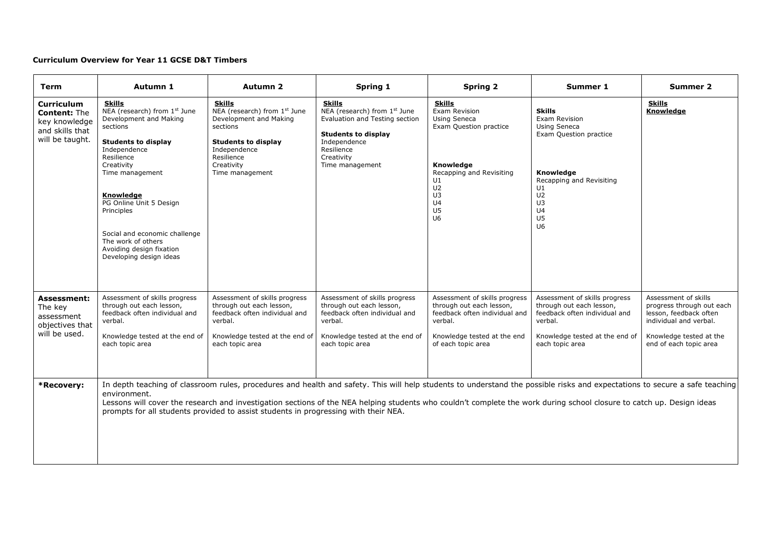**Curriculum Overview for Year 11 GCSE D&T Timbers**

| Term | Autumn 1 | Autumn 2 | Spring 1 | Spring 2 | Summer 1 | Summer 2 |
|---|---|---|---|---|---|---|
| **Curriculum Content:** The key knowledge and skills that will be taught. | **Skills**<br>NEA (research) from 1st June Development and Making sections<br><br>**Students to display**<br>Independence<br>Resilience<br>Creativity<br>Time management<br><br>**Knowledge**<br>PG Online Unit 5 Design Principles<br><br>Social and economic challenge<br>The work of others<br>Avoiding design fixation<br>Developing design ideas | **Skills**<br>NEA (research) from 1st June Development and Making sections<br><br>**Students to display**<br>Independence<br>Resilience<br>Creativity<br>Time management | **Skills**<br>NEA (research) from 1st June Evaluation and Testing section<br><br>**Students to display**<br>Independence<br>Resilience<br>Creativity<br>Time management | **Skills**<br>Exam Revision<br>Using Seneca<br>Exam Question practice<br><br>**Knowledge**<br>Recapping and Revisiting<br>U1<br>U2<br>U3<br>U4<br>U5<br>U6 | **Skills**<br>Exam Revision<br>Using Seneca<br>Exam Question practice<br><br>**Knowledge**<br>Recapping and Revisiting<br>U1<br>U2<br>U3<br>U4<br>U5<br>U6 | **Skills**<br>**Knowledge** |
| **Assessment:** The key assessment objectives that will be used. | Assessment of skills progress through out each lesson, feedback often individual and verbal.<br><br>Knowledge tested at the end of each topic area | Assessment of skills progress through out each lesson, feedback often individual and verbal.<br><br>Knowledge tested at the end of each topic area | Assessment of skills progress through out each lesson, feedback often individual and verbal.<br><br>Knowledge tested at the end of each topic area | Assessment of skills progress through out each lesson, feedback often individual and verbal.<br><br>Knowledge tested at the end of each topic area | Assessment of skills progress through out each lesson, feedback often individual and verbal.<br><br>Knowledge tested at the end of each topic area | Assessment of skills progress through out each lesson, feedback often individual and verbal.<br><br>Knowledge tested at the end of each topic area |
| ***Recovery:** | In depth teaching of classroom rules, procedures and health and safety. This will help students to understand the possible risks and expectations to secure a safe teaching environment.<br>Lessons will cover the research and investigation sections of the NEA helping students who couldn't complete the work during school closure to catch up. Design ideas prompts for all students provided to assist students in progressing with their NEA. | | | | | |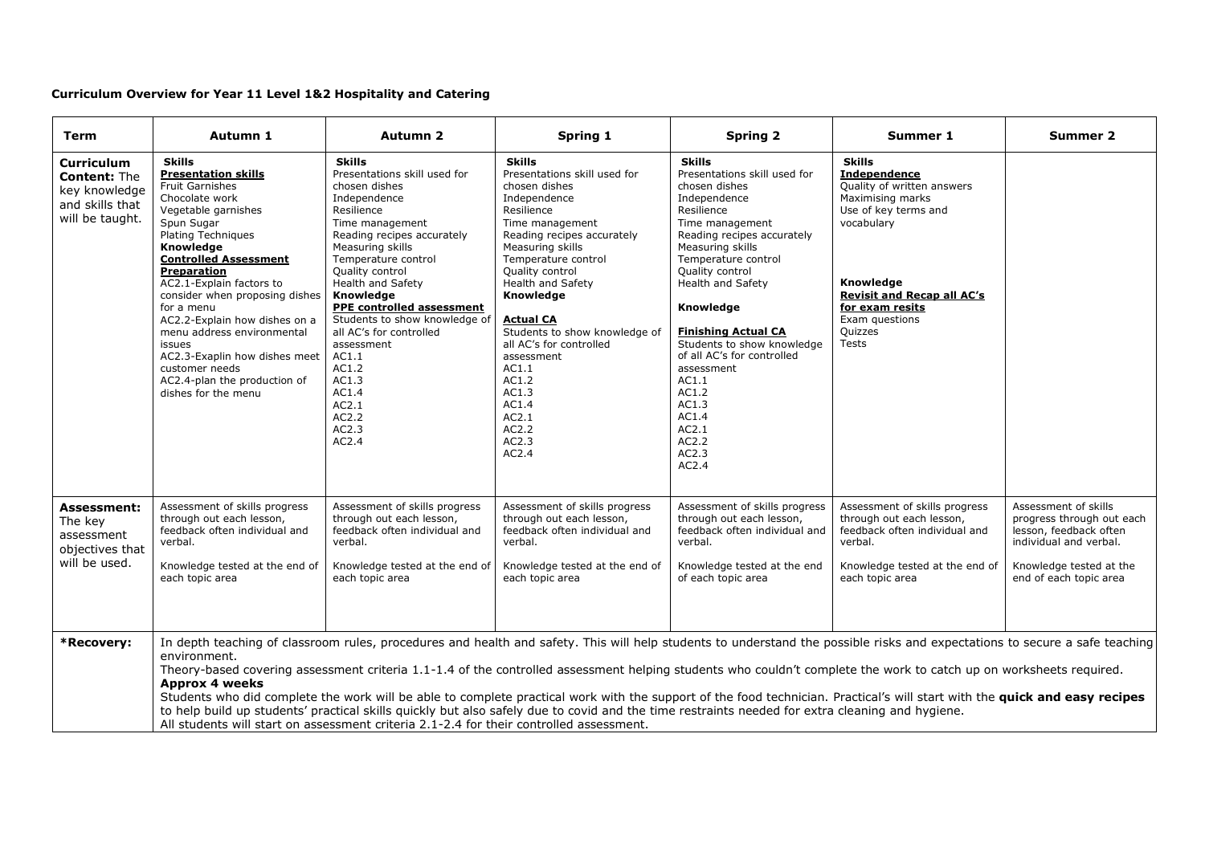**Curriculum Overview for Year 11 Level 1&2 Hospitality and Catering**

| Term | Autumn 1 | Autumn 2 | Spring 1 | Spring 2 | Summer 1 | Summer 2 |
|---|---|---|---|---|---|---|
| **Curriculum Content:** The key knowledge and skills that will be taught. | **Skills**<br>**Presentation skills**<br>Fruit Garnishes<br>Chocolate work<br>Vegetable garnishes<br>Spun Sugar<br>Plating Techniques<br>**Knowledge**<br>**Controlled Assessment Preparation**<br>AC2.1-Explain factors to consider when proposing dishes for a menu<br>AC2.2-Explain how dishes on a menu address environmental issues<br>AC2.3-Exaplin how dishes meet customer needs<br>AC2.4-plan the production of dishes for the menu | **Skills**<br>Presentations skill used for chosen dishes<br>Independence<br>Resilience<br>Time management<br>Reading recipes accurately<br>Measuring skills<br>Temperature control<br>Quality control<br>Health and Safety<br>**Knowledge**<br>**PPE controlled assessment**<br>Students to show knowledge of all AC's for controlled assessment<br>AC1.1<br>AC1.2<br>AC1.3<br>AC1.4<br>AC2.1<br>AC2.2<br>AC2.3<br>AC2.4 | **Skills**<br>Presentations skill used for chosen dishes<br>Independence<br>Resilience<br>Time management<br>Reading recipes accurately<br>Measuring skills<br>Temperature control<br>Quality control<br>Health and Safety<br>**Knowledge**<br>**Actual CA**<br>Students to show knowledge of all AC's for controlled assessment<br>AC1.1<br>AC1.2<br>AC1.3<br>AC1.4<br>AC2.1<br>AC2.2<br>AC2.3<br>AC2.4 | **Skills**<br>Presentations skill used for chosen dishes<br>Independence<br>Resilience<br>Time management<br>Reading recipes accurately<br>Measuring skills<br>Temperature control<br>Quality control<br>Health and Safety<br>**Knowledge**<br>**Finishing Actual CA**<br>Students to show knowledge of all AC's for controlled assessment<br>AC1.1<br>AC1.2<br>AC1.3<br>AC1.4<br>AC2.1<br>AC2.2<br>AC2.3<br>AC2.4 | **Skills**<br>**Independence**<br>Quality of written answers<br>Maximising marks<br>Use of key terms and vocabulary<br>**Knowledge**<br>**Revisit and Recap all AC's for exam resits**<br>Exam questions<br>Quizzes<br>Tests | |
| **Assessment:** The key assessment objectives that will be used. | Assessment of skills progress through out each lesson, feedback often individual and verbal.<br>Knowledge tested at the end of each topic area | Assessment of skills progress through out each lesson, feedback often individual and verbal.<br>Knowledge tested at the end of each topic area | Assessment of skills progress through out each lesson, feedback often individual and verbal.<br>Knowledge tested at the end of each topic area | Assessment of skills progress through out each lesson, feedback often individual and verbal.<br>Knowledge tested at the end of each topic area | Assessment of skills progress through out each lesson, feedback often individual and verbal.<br>Knowledge tested at the end of each topic area | Assessment of skills progress through out each lesson, feedback often individual and verbal.<br>Knowledge tested at the end of each topic area |
| ***Recovery:** | In depth teaching of classroom rules, procedures and health and safety. This will help students to understand the possible risks and expectations to secure a safe teaching environment.<br>Theory-based covering assessment criteria 1.1-1.4 of the controlled assessment helping students who couldn't complete the work to catch up on worksheets required.<br>**Approx 4 weeks**<br>Students who did complete the work will be able to complete practical work with the support of the food technician. Practical's will start with the **quick and easy recipes** to help build up students' practical skills quickly but also safely due to covid and the time restraints needed for extra cleaning and hygiene.<br>All students will start on assessment criteria 2.1-2.4 for their controlled assessment. | | | | | |